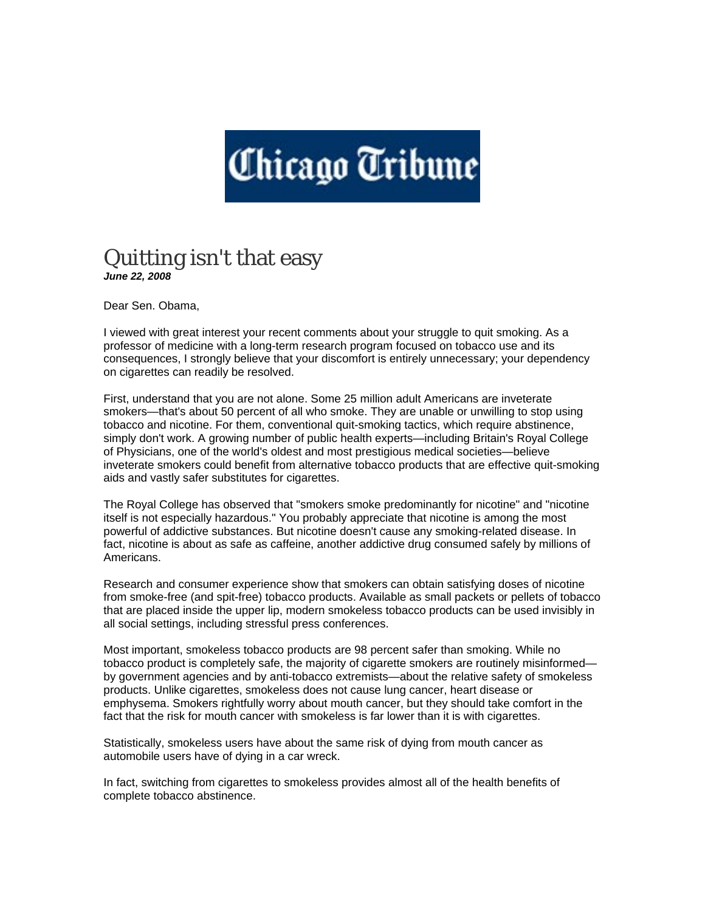Chicago Tribune

# Quitting isn't that easy

***June 22, 2008***

Dear Sen. Obama,

I viewed with great interest your recent comments about your struggle to quit smoking. As a professor of medicine with a long-term research program focused on tobacco use and its consequences, I strongly believe that your discomfort is entirely unnecessary; your dependency on cigarettes can readily be resolved.

First, understand that you are not alone. Some 25 million adult Americans are inveterate smokers—that's about 50 percent of all who smoke. They are unable or unwilling to stop using tobacco and nicotine. For them, conventional quit-smoking tactics, which require abstinence, simply don't work. A growing number of public health experts—including Britain's Royal College of Physicians, one of the world's oldest and most prestigious medical societies—believe inveterate smokers could benefit from alternative tobacco products that are effective quit-smoking aids and vastly safer substitutes for cigarettes.

The Royal College has observed that "smokers smoke predominantly for nicotine" and "nicotine itself is not especially hazardous." You probably appreciate that nicotine is among the most powerful of addictive substances. But nicotine doesn't cause any smoking-related disease. In fact, nicotine is about as safe as caffeine, another addictive drug consumed safely by millions of Americans.

Research and consumer experience show that smokers can obtain satisfying doses of nicotine from smoke-free (and spit-free) tobacco products. Available as small packets or pellets of tobacco that are placed inside the upper lip, modern smokeless tobacco products can be used invisibly in all social settings, including stressful press conferences.

Most important, smokeless tobacco products are 98 percent safer than smoking. While no tobacco product is completely safe, the majority of cigarette smokers are routinely misinformed—by government agencies and by anti-tobacco extremists—about the relative safety of smokeless products. Unlike cigarettes, smokeless does not cause lung cancer, heart disease or emphysema. Smokers rightfully worry about mouth cancer, but they should take comfort in the fact that the risk for mouth cancer with smokeless is far lower than it is with cigarettes.

Statistically, smokeless users have about the same risk of dying from mouth cancer as automobile users have of dying in a car wreck.

In fact, switching from cigarettes to smokeless provides almost all of the health benefits of complete tobacco abstinence.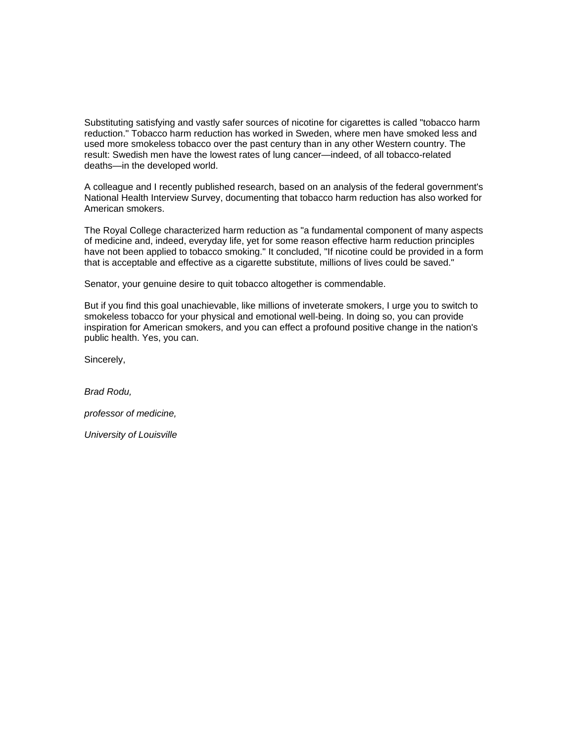Substituting satisfying and vastly safer sources of nicotine for cigarettes is called "tobacco harm reduction." Tobacco harm reduction has worked in Sweden, where men have smoked less and used more smokeless tobacco over the past century than in any other Western country. The result: Swedish men have the lowest rates of lung cancer—indeed, of all tobacco-related deaths—in the developed world.

A colleague and I recently published research, based on an analysis of the federal government's National Health Interview Survey, documenting that tobacco harm reduction has also worked for American smokers.

The Royal College characterized harm reduction as "a fundamental component of many aspects of medicine and, indeed, everyday life, yet for some reason effective harm reduction principles have not been applied to tobacco smoking." It concluded, "If nicotine could be provided in a form that is acceptable and effective as a cigarette substitute, millions of lives could be saved."

Senator, your genuine desire to quit tobacco altogether is commendable.

But if you find this goal unachievable, like millions of inveterate smokers, I urge you to switch to smokeless tobacco for your physical and emotional well-being. In doing so, you can provide inspiration for American smokers, and you can effect a profound positive change in the nation's public health. Yes, you can.

Sincerely,

*Brad Rodu,*

*professor of medicine,*

*University of Louisville*